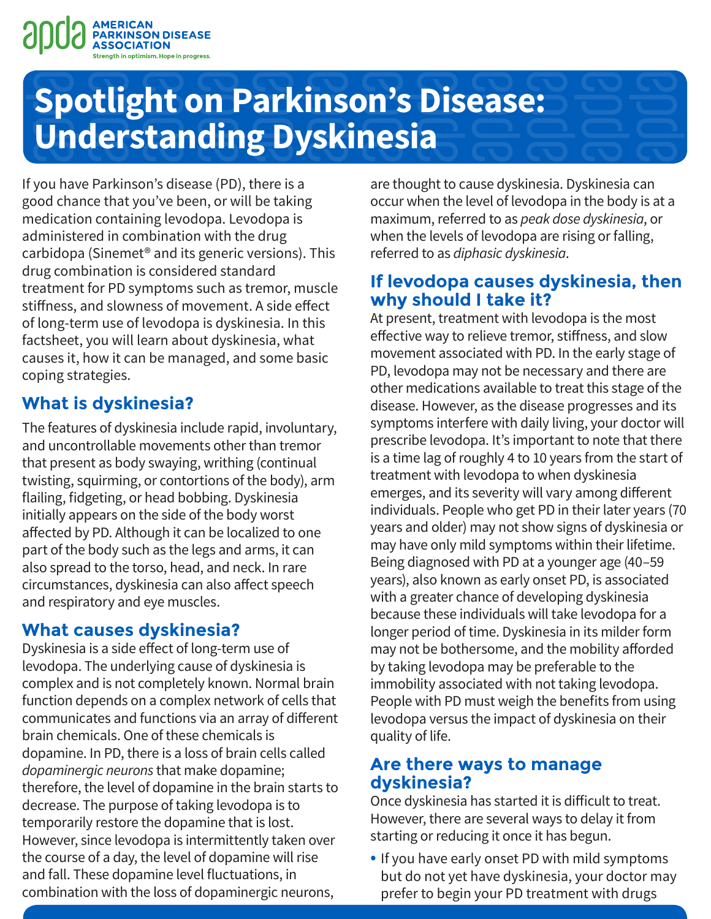AMERICAN PARKINSON DISEASE ASSOCIATION

Strength in optimism. Hope in progress.

# Spotlight on Parkinson's Disease: Understanding Dyskinesia

If you have Parkinson's disease (PD), there is a good chance that you've been, or will be taking medication containing levodopa. Levodopa is administered in combination with the drug carbidopa (Sinemet® and its generic versions). This drug combination is considered standard treatment for PD symptoms such as tremor, muscle stiffness, and slowness of movement. A side effect of long-term use of levodopa is dyskinesia. In this factsheet, you will learn about dyskinesia, what causes it, how it can be managed, and some basic coping strategies.

## What is dyskinesia?

The features of dyskinesia include rapid, involuntary, and uncontrollable movements other than tremor that present as body swaying, writhing (continual twisting, squirming, or contortions of the body), arm flailing, fidgeting, or head bobbing. Dyskinesia initially appears on the side of the body worst affected by PD. Although it can be localized to one part of the body such as the legs and arms, it can also spread to the torso, head, and neck. In rare circumstances, dyskinesia can also affect speech and respiratory and eye muscles.

## What causes dyskinesia?

Dyskinesia is a side effect of long-term use of levodopa. The underlying cause of dyskinesia is complex and is not completely known. Normal brain function depends on a complex network of cells that communicates and functions via an array of different brain chemicals. One of these chemicals is dopamine. In PD, there is a loss of brain cells called *dopaminergic neurons* that make dopamine; therefore, the level of dopamine in the brain starts to decrease. The purpose of taking levodopa is to temporarily restore the dopamine that is lost. However, since levodopa is intermittently taken over the course of a day, the level of dopamine will rise and fall. These dopamine level fluctuations, in combination with the loss of dopaminergic neurons, are thought to cause dyskinesia. Dyskinesia can occur when the level of levodopa in the body is at a maximum, referred to as *peak dose dyskinesia*, or when the levels of levodopa are rising or falling, referred to as *diphasic dyskinesia*.

## If levodopa causes dyskinesia, then why should I take it?

At present, treatment with levodopa is the most effective way to relieve tremor, stiffness, and slow movement associated with PD. In the early stage of PD, levodopa may not be necessary and there are other medications available to treat this stage of the disease. However, as the disease progresses and its symptoms interfere with daily living, your doctor will prescribe levodopa. It's important to note that there is a time lag of roughly 4 to 10 years from the start of treatment with levodopa to when dyskinesia emerges, and its severity will vary among different individuals. People who get PD in their later years (70 years and older) may not show signs of dyskinesia or may have only mild symptoms within their lifetime. Being diagnosed with PD at a younger age (40–59 years), also known as early onset PD, is associated with a greater chance of developing dyskinesia because these individuals will take levodopa for a longer period of time. Dyskinesia in its milder form may not be bothersome, and the mobility afforded by taking levodopa may be preferable to the immobility associated with not taking levodopa. People with PD must weigh the benefits from using levodopa versus the impact of dyskinesia on their quality of life.

## Are there ways to manage dyskinesia?

Once dyskinesia has started it is difficult to treat. However, there are several ways to delay it from starting or reducing it once it has begun.

- If you have early onset PD with mild symptoms but do not yet have dyskinesia, your doctor may prefer to begin your PD treatment with drugs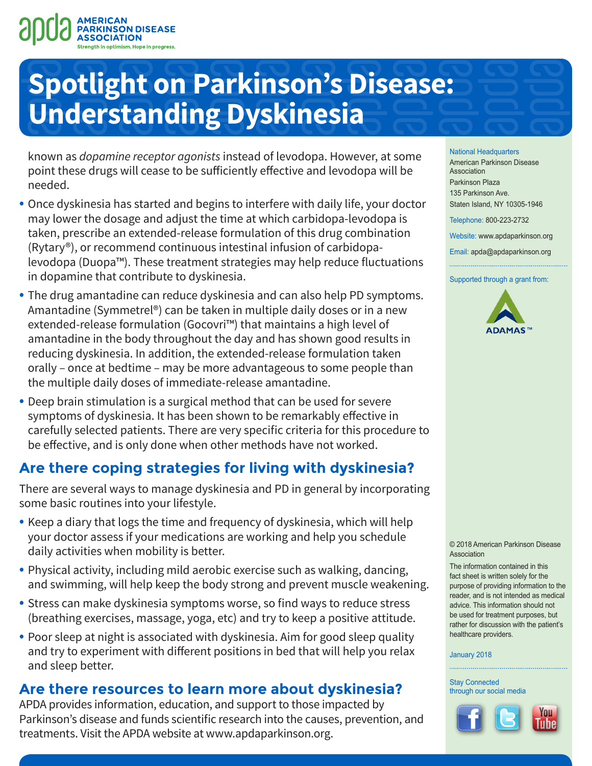# Spotlight on Parkinson's Disease: Understanding Dyskinesia

known as *dopamine receptor agonists* instead of levodopa. However, at some point these drugs will cease to be sufficiently effective and levodopa will be needed.

- Once dyskinesia has started and begins to interfere with daily life, your doctor may lower the dosage and adjust the time at which carbidopa-levodopa is taken, prescribe an extended-release formulation of this drug combination (Rytary®), or recommend continuous intestinal infusion of carbidopa-levodopa (Duopa™). These treatment strategies may help reduce fluctuations in dopamine that contribute to dyskinesia.
- The drug amantadine can reduce dyskinesia and can also help PD symptoms. Amantadine (Symmetrel®) can be taken in multiple daily doses or in a new extended-release formulation (Gocovri™) that maintains a high level of amantadine in the body throughout the day and has shown good results in reducing dyskinesia. In addition, the extended-release formulation taken orally – once at bedtime – may be more advantageous to some people than the multiple daily doses of immediate-release amantadine.
- Deep brain stimulation is a surgical method that can be used for severe symptoms of dyskinesia. It has been shown to be remarkably effective in carefully selected patients. There are very specific criteria for this procedure to be effective, and is only done when other methods have not worked.

## Are there coping strategies for living with dyskinesia?

There are several ways to manage dyskinesia and PD in general by incorporating some basic routines into your lifestyle.

- Keep a diary that logs the time and frequency of dyskinesia, which will help your doctor assess if your medications are working and help you schedule daily activities when mobility is better.
- Physical activity, including mild aerobic exercise such as walking, dancing, and swimming, will help keep the body strong and prevent muscle weakening.
- Stress can make dyskinesia symptoms worse, so find ways to reduce stress (breathing exercises, massage, yoga, etc) and try to keep a positive attitude.
- Poor sleep at night is associated with dyskinesia. Aim for good sleep quality and try to experiment with different positions in bed that will help you relax and sleep better.

## Are there resources to learn more about dyskinesia?

APDA provides information, education, and support to those impacted by Parkinson's disease and funds scientific research into the causes, prevention, and treatments. Visit the APDA website at www.apdaparkinson.org.

---

National Headquarters
American Parkinson Disease Association
Parkinson Plaza
135 Parkinson Ave.
Staten Island, NY 10305-1946

Telephone: 800-223-2732

Website: www.apdaparkinson.org

Email: apda@apdaparkinson.org

Supported through a grant from:

ADAMAS™

© 2018 American Parkinson Disease Association

The information contained in this fact sheet is written solely for the purpose of providing information to the reader, and is not intended as medical advice. This information should not be used for treatment purposes, but rather for discussion with the patient's healthcare providers.

January 2018

Stay Connected through our social media